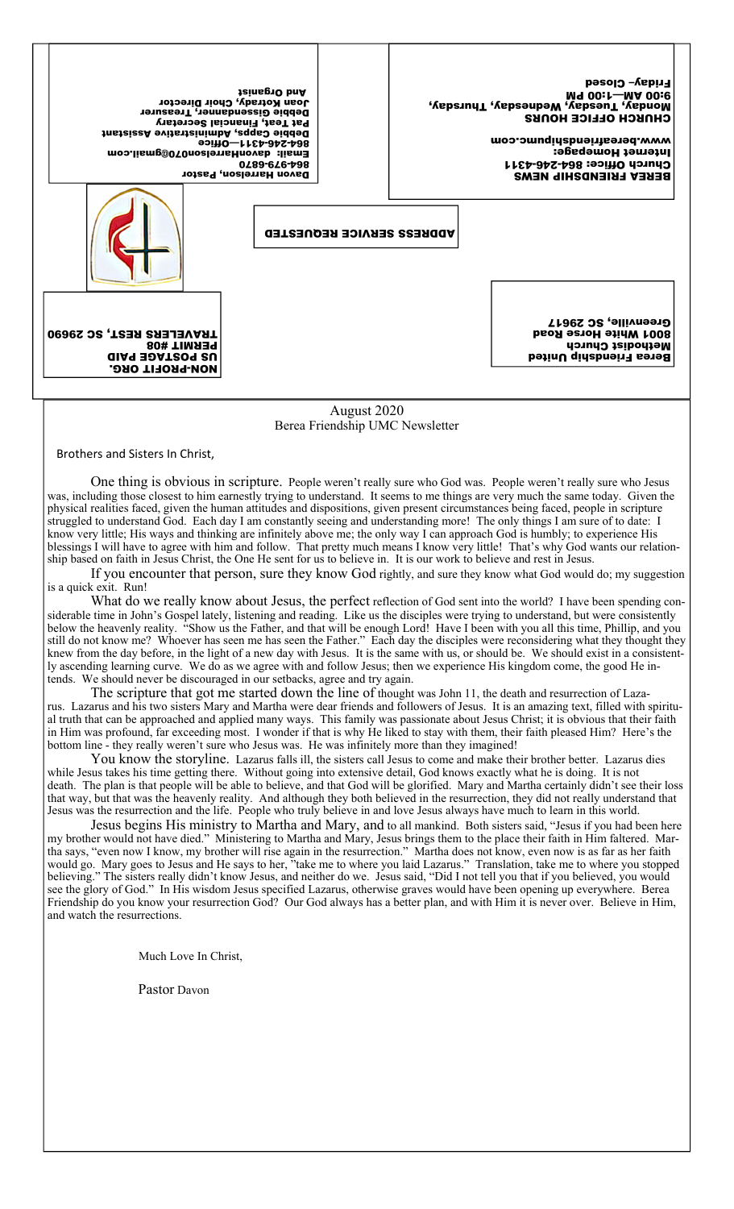BEREA FRIENDSHIP NEWS
Church Office: 864-246-4311
Internet Homepage:
www.bereafriendshipumc.com

CHURCH OFFICE HOURS
Monday, Tuesday, Wednesday, Thursday,
9:00 AM—1:00 PM
Friday– Closed

Davon Harrelson, Pastor
864-979-6870
864-246-4311—Office
Email: davonHarrelson070@gmail.com
Debbie Capps, Administrative Assistant
Pat Teat, Financial Secretary
Debbie Gissendanner, Treasurer
Joan Kotrady, Choir Director
And Organist

ADDRESS SERVICE REQUESTED

NON-PROFIT ORG.
US POSTAGE PAID
PERMIT #08
TRAVELERS REST, SC 29690

Berea Friendship United
Methodist Church
8001 White Horse Road
Greenville, SC 29617

August 2020
Berea Friendship UMC Newsletter

Brothers and Sisters In Christ,

One thing is obvious in scripture. People weren't really sure who God was. People weren't really sure who Jesus was, including those closest to him earnestly trying to understand. It seems to me things are very much the same today. Given the physical realities faced, given the human attitudes and dispositions, given present circumstances being faced, people in scripture struggled to understand God. Each day I am constantly seeing and understanding more! The only things I am sure of to date: I know very little; His ways and thinking are infinitely above me; the only way I can approach God is humbly; to experience His blessings I will have to agree with him and follow. That pretty much means I know very little! That's why God wants our relationship based on faith in Jesus Christ, the One He sent for us to believe in. It is our work to believe and rest in Jesus.

If you encounter that person, sure they know God rightly, and sure they know what God would do; my suggestion is a quick exit. Run!

What do we really know about Jesus, the perfect reflection of God sent into the world? I have been spending considerable time in John's Gospel lately, listening and reading. Like us the disciples were trying to understand, but were consistently below the heavenly reality. "Show us the Father, and that will be enough Lord! Have I been with you all this time, Phillip, and you still do not know me? Whoever has seen me has seen the Father." Each day the disciples were reconsidering what they thought they knew from the day before, in the light of a new day with Jesus. It is the same with us, or should be. We should exist in a consistently ascending learning curve. We do as we agree with and follow Jesus; then we experience His kingdom come, the good He intends. We should never be discouraged in our setbacks, agree and try again.

The scripture that got me started down the line of thought was John 11, the death and resurrection of Lazarus. Lazarus and his two sisters Mary and Martha were dear friends and followers of Jesus. It is an amazing text, filled with spiritual truth that can be approached and applied many ways. This family was passionate about Jesus Christ; it is obvious that their faith in Him was profound, far exceeding most. I wonder if that is why He liked to stay with them, their faith pleased Him? Here's the bottom line - they really weren't sure who Jesus was. He was infinitely more than they imagined!

You know the storyline. Lazarus falls ill, the sisters call Jesus to come and make their brother better. Lazarus dies while Jesus takes his time getting there. Without going into extensive detail, God knows exactly what he is doing. It is not death. The plan is that people will be able to believe, and that God will be glorified. Mary and Martha certainly didn't see their loss that way, but that was the heavenly reality. And although they both believed in the resurrection, they did not really understand that Jesus was the resurrection and the life. People who truly believe in and love Jesus always have much to learn in this world.

Jesus begins His ministry to Martha and Mary, and to all mankind. Both sisters said, "Jesus if you had been here my brother would not have died." Ministering to Martha and Mary, Jesus brings them to the place their faith in Him faltered. Martha says, "even now I know, my brother will rise again in the resurrection." Martha does not know, even now is as far as her faith would go. Mary goes to Jesus and He says to her, "take me to where you laid Lazarus." Translation, take me to where you stopped believing." The sisters really didn't know Jesus, and neither do we. Jesus said, "Did I not tell you that if you believed, you would see the glory of God." In His wisdom Jesus specified Lazarus, otherwise graves would have been opening up everywhere. Berea Friendship do you know your resurrection God? Our God always has a better plan, and with Him it is never over. Believe in Him, and watch the resurrections.

Much Love In Christ,

Pastor Davon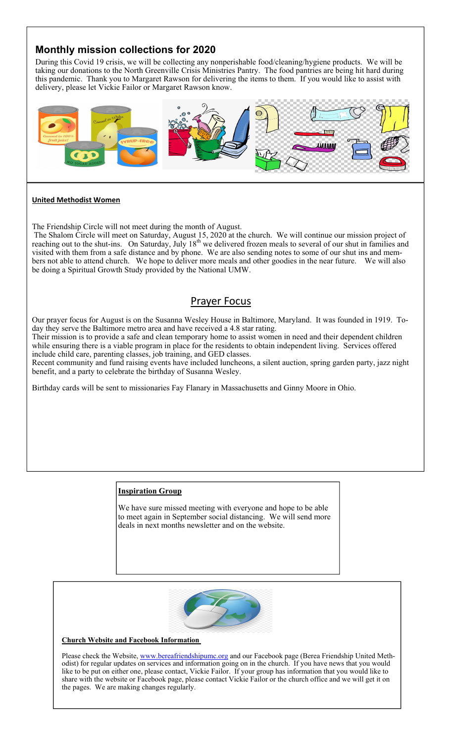## Monthly mission collections for 2020

During this Covid 19 crisis, we will be collecting any nonperishable food/cleaning/hygiene products. We will be taking our donations to the North Greenville Crisis Ministries Pantry. The food pantries are being hit hard during this pandemic. Thank you to Margaret Rawson for delivering the items to them. If you would like to assist with delivery, please let Vickie Failor or Margaret Rawson know.

**United Methodist Women**

The Friendship Circle will not meet during the month of August.

The Shalom Circle will meet on Saturday, August 15, 2020 at the church. We will continue our mission project of reaching out to the shut-ins. On Saturday, July 18th we delivered frozen meals to several of our shut in families and visited with them from a safe distance and by phone. We are also sending notes to some of our shut ins and members not able to attend church. We hope to deliver more meals and other goodies in the near future. We will also be doing a Spiritual Growth Study provided by the National UMW.

## Prayer Focus

Our prayer focus for August is on the Susanna Wesley House in Baltimore, Maryland. It was founded in 1919. Today they serve the Baltimore metro area and have received a 4.8 star rating.

Their mission is to provide a safe and clean temporary home to assist women in need and their dependent children while ensuring there is a viable program in place for the residents to obtain independent living. Services offered include child care, parenting classes, job training, and GED classes.

Recent community and fund raising events have included luncheons, a silent auction, spring garden party, jazz night benefit, and a party to celebrate the birthday of Susanna Wesley.

Birthday cards will be sent to missionaries Fay Flanary in Massachusetts and Ginny Moore in Ohio.

**Inspiration Group**

We have sure missed meeting with everyone and hope to be able to meet again in September social distancing. We will send more deals in next months newsletter and on the website.

**Church Website and Facebook Information**

Please check the Website, www.bereafriendshipumc.org and our Facebook page (Berea Friendship United Methodist) for regular updates on services and information going on in the church. If you have news that you would like to be put on either one, please contact, Vickie Failor. If your group has information that you would like to share with the website or Facebook page, please contact Vickie Failor or the church office and we will get it on the pages. We are making changes regularly.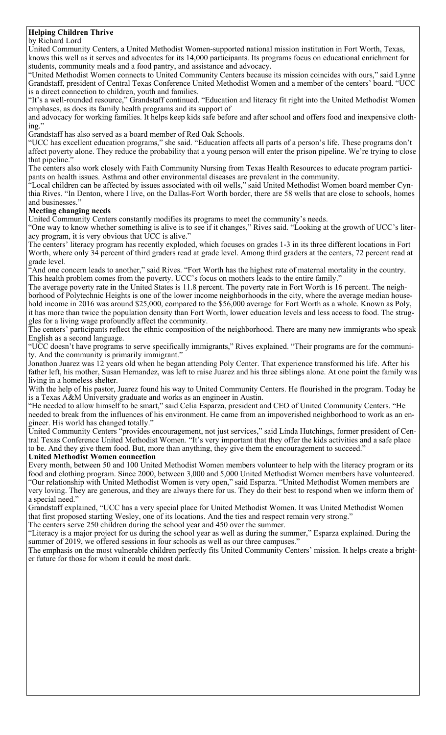**Helping Children Thrive**

by Richard Lord

United Community Centers, a United Methodist Women-supported national mission institution in Fort Worth, Texas, knows this well as it serves and advocates for its 14,000 participants. Its programs focus on educational enrichment for students, community meals and a food pantry, and assistance and advocacy.

"United Methodist Women connects to United Community Centers because its mission coincides with ours," said Lynne Grandstaff, president of Central Texas Conference United Methodist Women and a member of the centers' board. "UCC is a direct connection to children, youth and families.

"It's a well-rounded resource," Grandstaff continued. "Education and literacy fit right into the United Methodist Women emphases, as does its family health programs and its support of and advocacy for working families. It helps keep kids safe before and after school and offers food and inexpensive clothing."

Grandstaff has also served as a board member of Red Oak Schools.

"UCC has excellent education programs," she said. "Education affects all parts of a person's life. These programs don't affect poverty alone. They reduce the probability that a young person will enter the prison pipeline. We're trying to close that pipeline."

The centers also work closely with Faith Community Nursing from Texas Health Resources to educate program participants on health issues. Asthma and other environmental diseases are prevalent in the community.

"Local children can be affected by issues associated with oil wells," said United Methodist Women board member Cynthia Rives. "In Denton, where I live, on the Dallas-Fort Worth border, there are 58 wells that are close to schools, homes and businesses."

**Meeting changing needs**

United Community Centers constantly modifies its programs to meet the community's needs.

"One way to know whether something is alive is to see if it changes," Rives said. "Looking at the growth of UCC's literacy program, it is very obvious that UCC is alive."

The centers' literacy program has recently exploded, which focuses on grades 1-3 in its three different locations in Fort Worth, where only 34 percent of third graders read at grade level. Among third graders at the centers, 72 percent read at grade level.

"And one concern leads to another," said Rives. "Fort Worth has the highest rate of maternal mortality in the country. This health problem comes from the poverty. UCC's focus on mothers leads to the entire family."

The average poverty rate in the United States is 11.8 percent. The poverty rate in Fort Worth is 16 percent. The neighborhood of Polytechnic Heights is one of the lower income neighborhoods in the city, where the average median household income in 2016 was around $25,000, compared to the $56,000 average for Fort Worth as a whole. Known as Poly, it has more than twice the population density than Fort Worth, lower education levels and less access to food. The struggles for a living wage profoundly affect the community.

The centers' participants reflect the ethnic composition of the neighborhood. There are many new immigrants who speak English as a second language.

"UCC doesn't have programs to serve specifically immigrants," Rives explained. "Their programs are for the community. And the community is primarily immigrant."

Jonathon Juarez was 12 years old when he began attending Poly Center. That experience transformed his life. After his father left, his mother, Susan Hernandez, was left to raise Juarez and his three siblings alone. At one point the family was living in a homeless shelter.

With the help of his pastor, Juarez found his way to United Community Centers. He flourished in the program. Today he is a Texas A&M University graduate and works as an engineer in Austin.

"He needed to allow himself to be smart," said Celia Esparza, president and CEO of United Community Centers. "He needed to break from the influences of his environment. He came from an impoverished neighborhood to work as an engineer. His world has changed totally."

United Community Centers "provides encouragement, not just services," said Linda Hutchings, former president of Central Texas Conference United Methodist Women. "It's very important that they offer the kids activities and a safe place to be. And they give them food. But, more than anything, they give them the encouragement to succeed."

**United Methodist Women connection**

Every month, between 50 and 100 United Methodist Women members volunteer to help with the literacy program or its food and clothing program. Since 2000, between 3,000 and 5,000 United Methodist Women members have volunteered. "Our relationship with United Methodist Women is very open," said Esparza. "United Methodist Women members are very loving. They are generous, and they are always there for us. They do their best to respond when we inform them of a special need."

Grandstaff explained, "UCC has a very special place for United Methodist Women. It was United Methodist Women that first proposed starting Wesley, one of its locations. And the ties and respect remain very strong."

The centers serve 250 children during the school year and 450 over the summer.

"Literacy is a major project for us during the school year as well as during the summer," Esparza explained. During the summer of 2019, we offered sessions in four schools as well as our three campuses."

The emphasis on the most vulnerable children perfectly fits United Community Centers' mission. It helps create a brighter future for those for whom it could be most dark.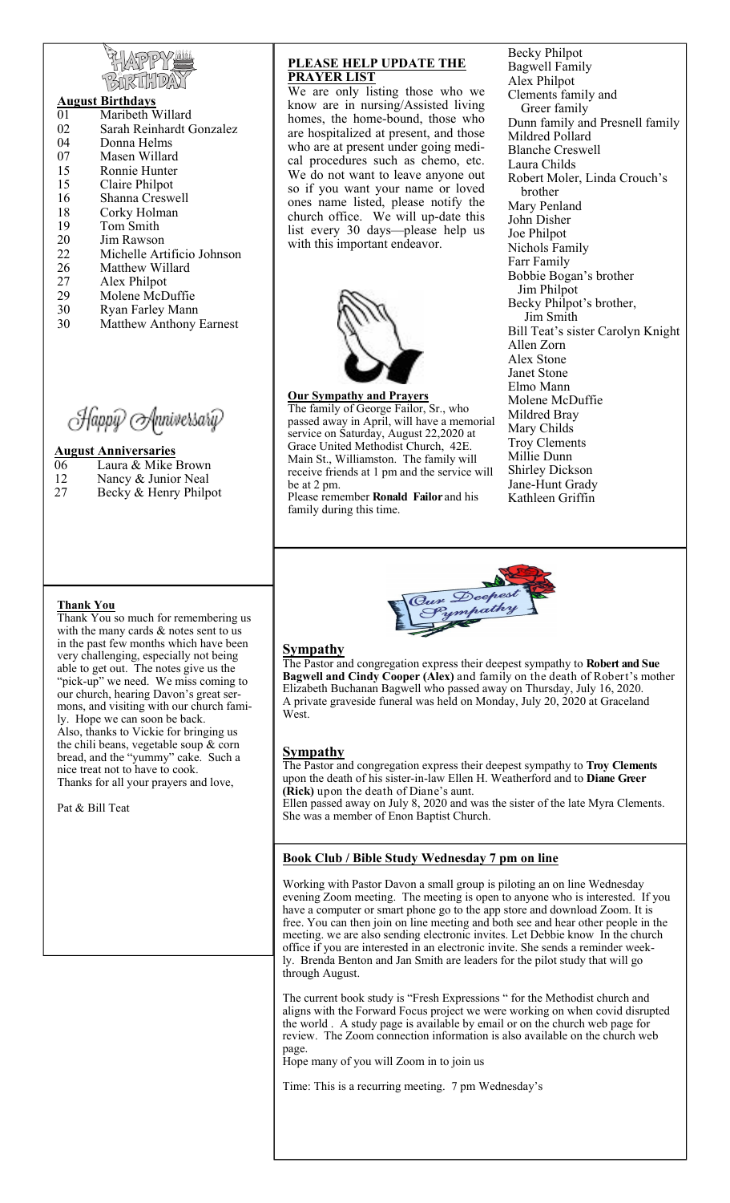# HAPPY BIRTHDAY

**August Birthdays**

| | |
|---|---|
| 01 | Maribeth Willard |
| 02 | Sarah Reinhardt Gonzalez |
| 04 | Donna Helms |
| 07 | Masen Willard |
| 15 | Ronnie Hunter |
| 15 | Claire Philpot |
| 16 | Shanna Creswell |
| 18 | Corky Holman |
| 19 | Tom Smith |
| 20 | Jim Rawson |
| 22 | Michelle Artificio Johnson |
| 26 | Matthew Willard |
| 27 | Alex Philpot |
| 29 | Molene McDuffie |
| 30 | Ryan Farley Mann |
| 30 | Matthew Anthony Earnest |

# Happy Anniversary

**August Anniversaries**

| | |
|---|---|
| 06 | Laura & Mike Brown |
| 12 | Nancy & Junior Neal |
| 27 | Becky & Henry Philpot |

**Thank You**

Thank You so much for remembering us with the many cards & notes sent to us in the past few months which have been very challenging, especially not being able to get out. The notes give us the "pick-up" we need. We miss coming to our church, hearing Davon's great sermons, and visiting with our church family. Hope we can soon be back.
Also, thanks to Vickie for bringing us the chili beans, vegetable soup & corn bread, and the "yummy" cake. Such a nice treat not to have to cook.
Thanks for all your prayers and love,

Pat & Bill Teat

**PLEASE HELP UPDATE THE PRAYER LIST**

We are only listing those who we know are in nursing/Assisted living homes, the home-bound, those who are hospitalized at present, and those who are at present under going medical procedures such as chemo, etc. We do not want to leave anyone out so if you want your name or loved ones name listed, please notify the church office. We will up-date this list every 30 days—please help us with this important endeavor.

**Our Sympathy and Prayers**

The family of George Failor, Sr., who passed away in April, will have a memorial service on Saturday, August 22,2020 at Grace United Methodist Church, 42E. Main St., Williamston. The family will receive friends at 1 pm and the service will be at 2 pm.
Please remember **Ronald Failor** and his family during this time.

Becky Philpot
Bagwell Family
Alex Philpot
Clements family and Greer family
Dunn family and Presnell family
Mildred Pollard
Blanche Creswell
Laura Childs
Robert Moler, Linda Crouch's brother
Mary Penland
John Disher
Joe Philpot
Nichols Family
Farr Family
Bobbie Bogan's brother Jim Philpot
Becky Philpot's brother, Jim Smith
Bill Teat's sister Carolyn Knight
Allen Zorn
Alex Stone
Janet Stone
Elmo Mann
Molene McDuffie
Mildred Bray
Mary Childs
Troy Clements
Millie Dunn
Shirley Dickson
Jane-Hunt Grady
Kathleen Griffin

Our Deepest Sympathy

## Sympathy

The Pastor and congregation express their deepest sympathy to **Robert and Sue Bagwell and Cindy Cooper (Alex)** and family on the death of Robert's mother Elizabeth Buchanan Bagwell who passed away on Thursday, July 16, 2020.
A private graveside funeral was held on Monday, July 20, 2020 at Graceland West.

## Sympathy

The Pastor and congregation express their deepest sympathy to **Troy Clements** upon the death of his sister-in-law Ellen H. Weatherford and to **Diane Greer (Rick)** upon the death of Diane's aunt.
Ellen passed away on July 8, 2020 and was the sister of the late Myra Clements. She was a member of Enon Baptist Church.

**Book Club / Bible Study Wednesday 7 pm on line**

Working with Pastor Davon a small group is piloting an on line Wednesday evening Zoom meeting. The meeting is open to anyone who is interested. If you have a computer or smart phone go to the app store and download Zoom. It is free. You can then join on line meeting and both see and hear other people in the meeting. we are also sending electronic invites. Let Debbie know In the church office if you are interested in an electronic invite. She sends a reminder weekly. Brenda Benton and Jan Smith are leaders for the pilot study that will go through August.

The current book study is "Fresh Expressions " for the Methodist church and aligns with the Forward Focus project we were working on when covid disrupted the world . A study page is available by email or on the church web page for review. The Zoom connection information is also available on the church web page.
Hope many of you will Zoom in to join us

Time: This is a recurring meeting. 7 pm Wednesday's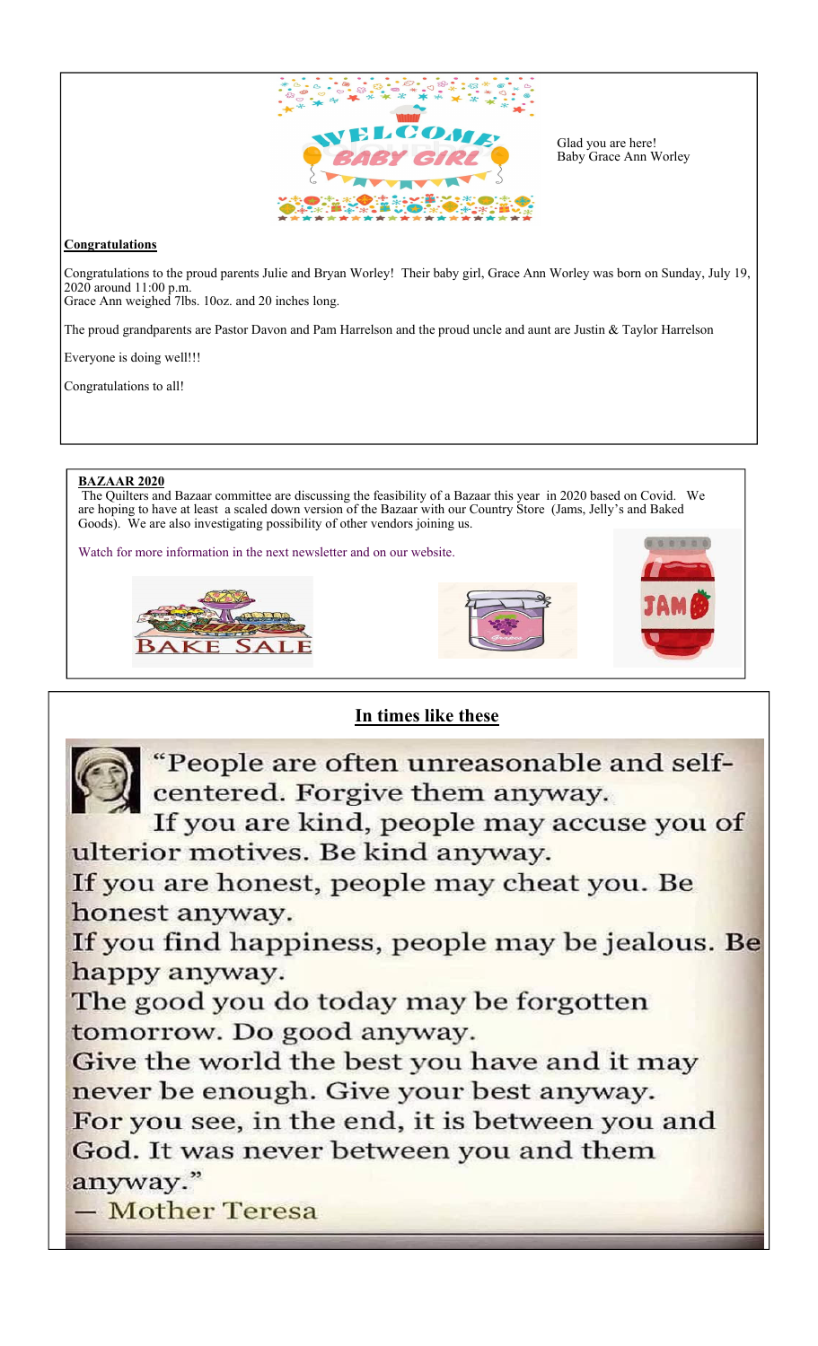Glad you are here!
Baby Grace Ann Worley

**Congratulations**

Congratulations to the proud parents Julie and Bryan Worley! Their baby girl, Grace Ann Worley was born on Sunday, July 19, 2020 around 11:00 p.m.
Grace Ann weighed 7lbs. 10oz. and 20 inches long.

The proud grandparents are Pastor Davon and Pam Harrelson and the proud uncle and aunt are Justin & Taylor Harrelson

Everyone is doing well!!!

Congratulations to all!

**BAZAAR 2020**

The Quilters and Bazaar committee are discussing the feasibility of a Bazaar this year in 2020 based on Covid. We are hoping to have at least a scaled down version of the Bazaar with our Country Store (Jams, Jelly's and Baked Goods). We are also investigating possibility of other vendors joining us.

Watch for more information in the next newsletter and on our website.

## In times like these

"People are often unreasonable and self-centered. Forgive them anyway.
If you are kind, people may accuse you of ulterior motives. Be kind anyway.
If you are honest, people may cheat you. Be honest anyway.
If you find happiness, people may be jealous. Be happy anyway.
The good you do today may be forgotten tomorrow. Do good anyway.
Give the world the best you have and it may never be enough. Give your best anyway.
For you see, in the end, it is between you and God. It was never between you and them anyway."
— Mother Teresa